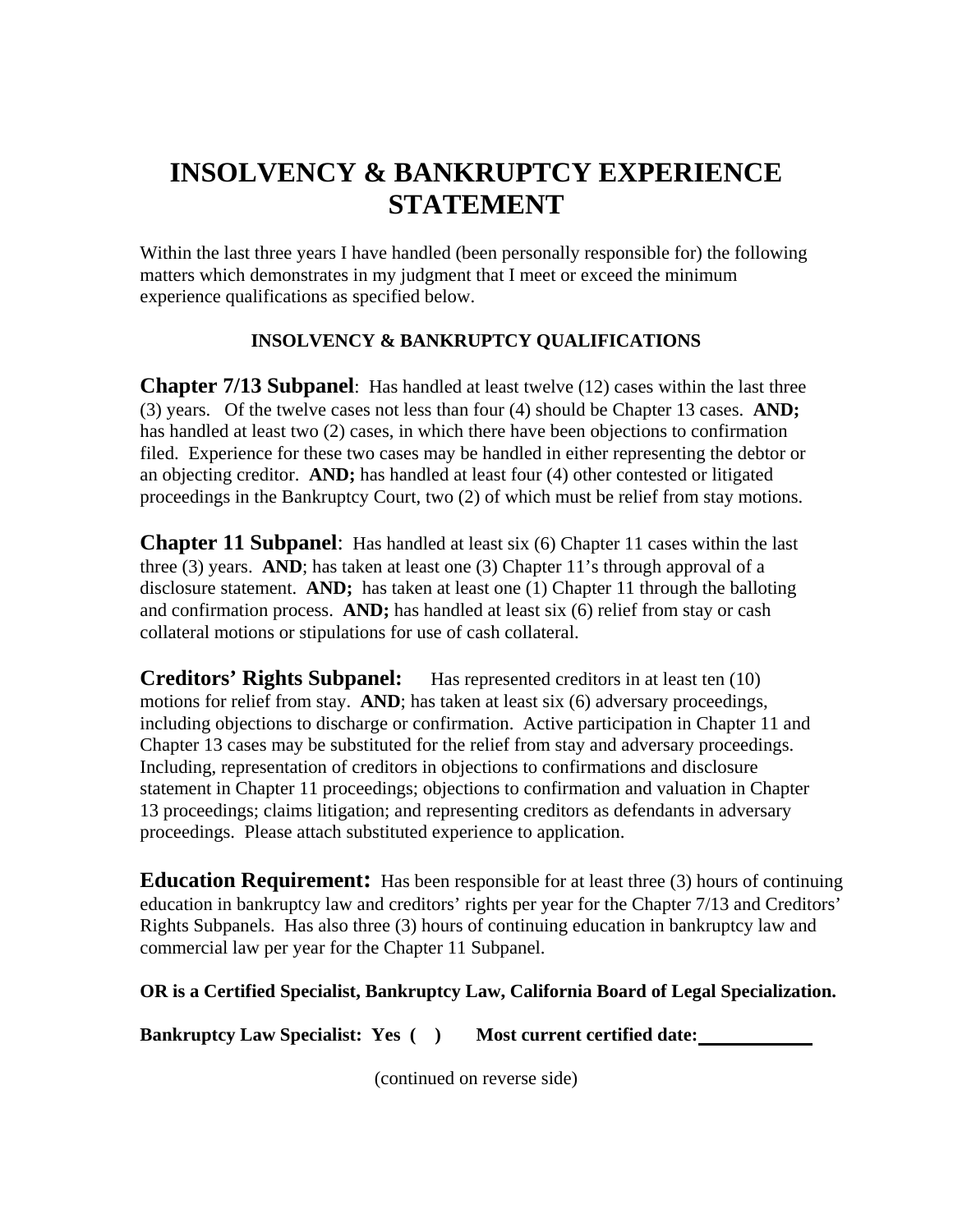# INSOLVENCY & BANKRUPTCY EXPERIENCE STATEMENT

Within the last three years I have handled (been personally responsible for) the following matters which demonstrates in my judgment that I meet or exceed the minimum experience qualifications as specified below.

### INSOLVENCY & BANKRUPTCY QUALIFICATIONS

**Chapter 7/13 Subpanel**: Has handled at least twelve (12) cases within the last three (3) years. Of the twelve cases not less than four (4) should be Chapter 13 cases. **AND;** has handled at least two (2) cases, in which there have been objections to confirmation filed. Experience for these two cases may be handled in either representing the debtor or an objecting creditor. **AND;** has handled at least four (4) other contested or litigated proceedings in the Bankruptcy Court, two (2) of which must be relief from stay motions.

**Chapter 11 Subpanel**: Has handled at least six (6) Chapter 11 cases within the last three (3) years. **AND**; has taken at least one (3) Chapter 11's through approval of a disclosure statement. **AND;** has taken at least one (1) Chapter 11 through the balloting and confirmation process. **AND;** has handled at least six (6) relief from stay or cash collateral motions or stipulations for use of cash collateral.

**Creditors' Rights Subpanel:** Has represented creditors in at least ten (10) motions for relief from stay. **AND**; has taken at least six (6) adversary proceedings, including objections to discharge or confirmation. Active participation in Chapter 11 and Chapter 13 cases may be substituted for the relief from stay and adversary proceedings. Including, representation of creditors in objections to confirmations and disclosure statement in Chapter 11 proceedings; objections to confirmation and valuation in Chapter 13 proceedings; claims litigation; and representing creditors as defendants in adversary proceedings. Please attach substituted experience to application.

**Education Requirement:** Has been responsible for at least three (3) hours of continuing education in bankruptcy law and creditors' rights per year for the Chapter 7/13 and Creditors' Rights Subpanels. Has also three (3) hours of continuing education in bankruptcy law and commercial law per year for the Chapter 11 Subpanel.

**OR is a Certified Specialist, Bankruptcy Law, California Board of Legal Specialization.**

**Bankruptcy Law Specialist: Yes ( ) Most current certified date:\_\_\_\_\_\_\_\_\_\_\_\_**

(continued on reverse side)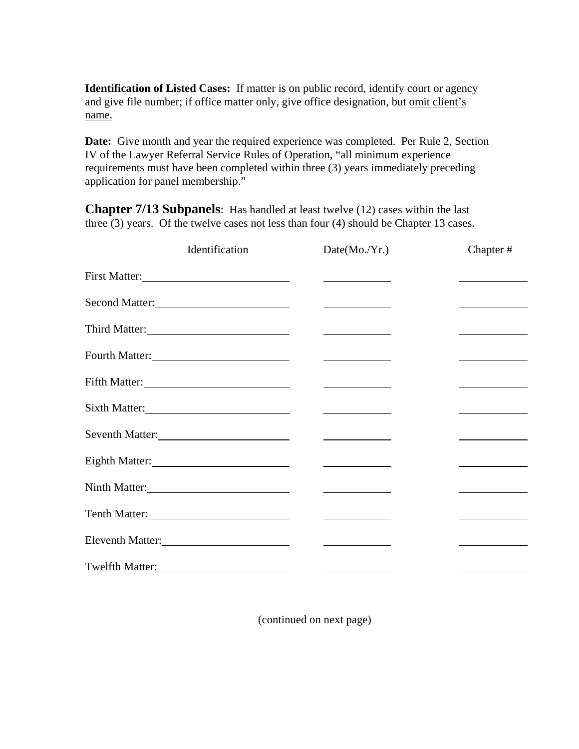**Identification of Listed Cases:** If matter is on public record, identify court or agency and give file number; if office matter only, give office designation, but omit client's name.

**Date:** Give month and year the required experience was completed. Per Rule 2, Section IV of the Lawyer Referral Service Rules of Operation, "all minimum experience requirements must have been completed within three (3) years immediately preceding application for panel membership."

**Chapter 7/13 Subpanels**: Has handled at least twelve (12) cases within the last three (3) years. Of the twelve cases not less than four (4) should be Chapter 13 cases.

| Identification | Date(Mo./Yr.) | Chapter # |
|---|---|---|
| First Matter: | | |
| Second Matter: | | |
| Third Matter: | | |
| Fourth Matter: | | |
| Fifth Matter: | | |
| Sixth Matter: | | |
| Seventh Matter: | | |
| Eighth Matter: | | |
| Ninth Matter: | | |
| Tenth Matter: | | |
| Eleventh Matter: | | |
| Twelfth Matter: | | |

(continued on next page)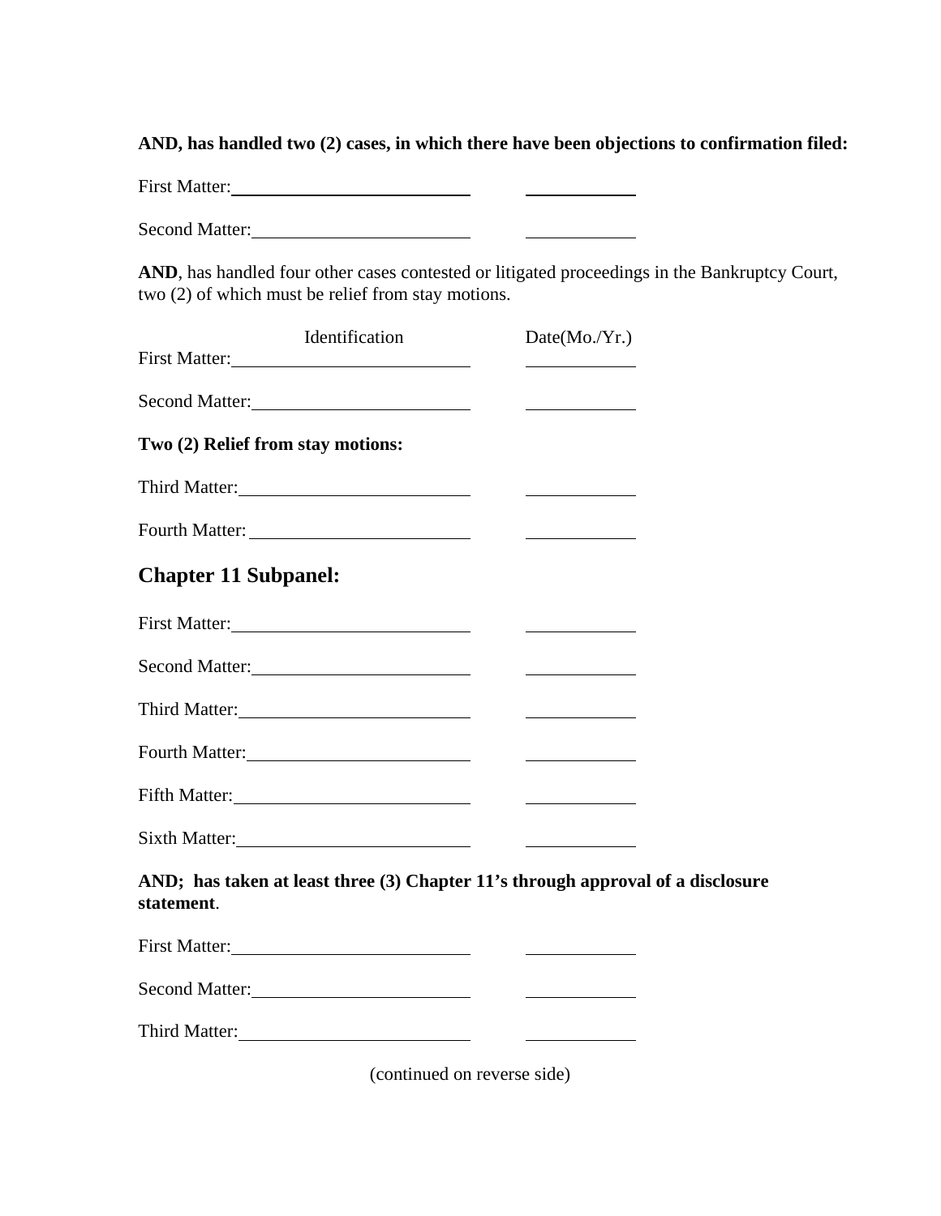**AND, has handled two (2) cases, in which there have been objections to confirmation filed:**

First Matter: ____________________ ____________

Second Matter: ____________________ ____________

**AND**, has handled four other cases contested or litigated proceedings in the Bankruptcy Court, two (2) of which must be relief from stay motions.

| Identification | Date(Mo./Yr.) |
|---|---|
| First Matter: ____________________ | ____________ |
| Second Matter: ____________________ | ____________ |

**Two (2) Relief from stay motions:**

Third Matter: ____________________ ____________

Fourth Matter: ____________________ ____________

## Chapter 11 Subpanel:

First Matter: ____________________ ____________

Second Matter: ____________________ ____________

Third Matter: ____________________ ____________

Fourth Matter: ____________________ ____________

Fifth Matter: ____________________ ____________

Sixth Matter: ____________________ ____________

**AND; has taken at least three (3) Chapter 11's through approval of a disclosure statement**.

First Matter: ____________________ ____________

Second Matter: ____________________ ____________

Third Matter: ____________________ ____________

(continued on reverse side)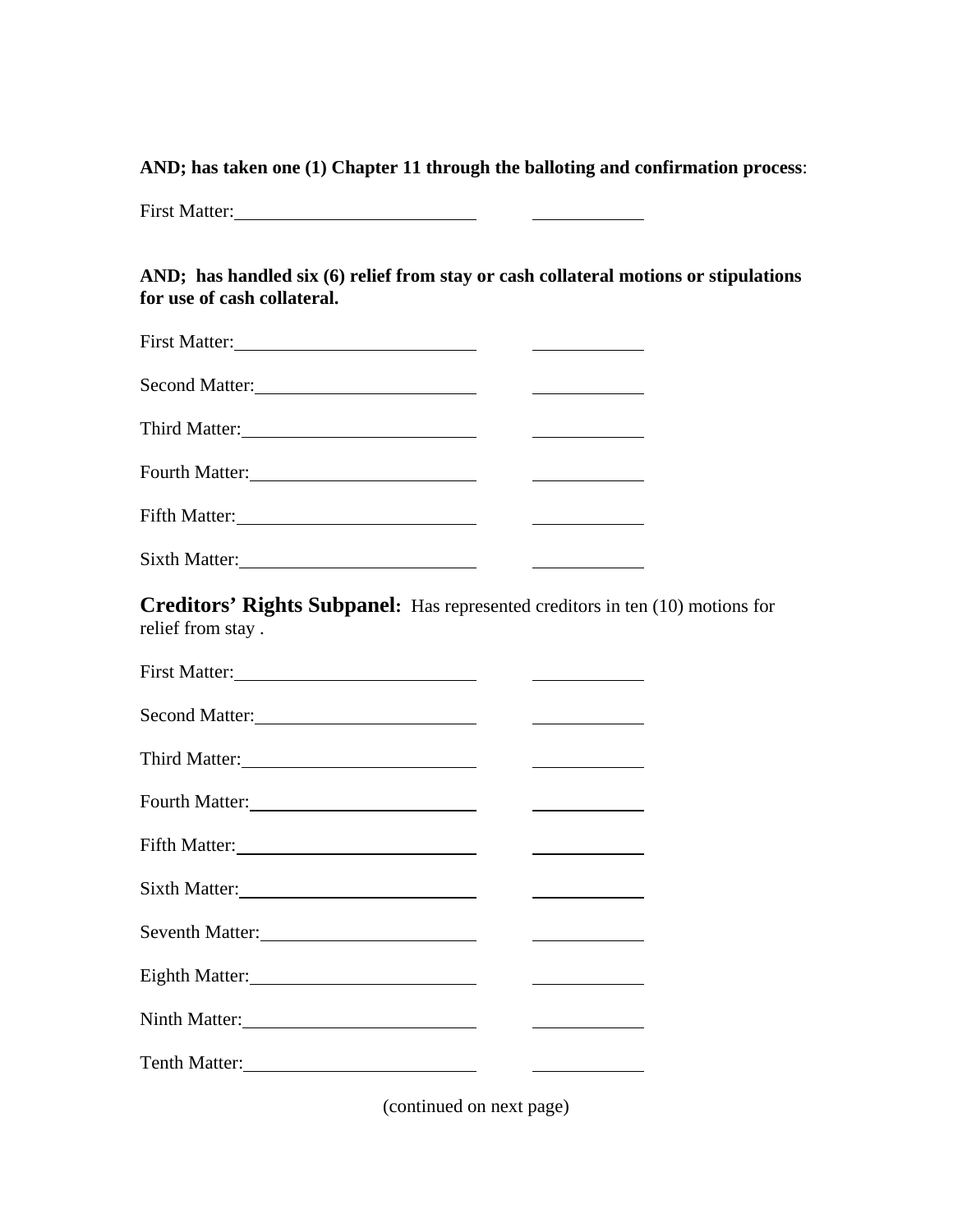**AND; has taken one (1) Chapter 11 through the balloting and confirmation process**:

First Matter:\_\_\_\_\_\_\_\_\_\_\_\_\_\_\_\_\_\_\_\_\_\_\_\_\_\_ \_\_\_\_\_\_\_\_\_\_\_\_

**AND; has handled six (6) relief from stay or cash collateral motions or stipulations for use of cash collateral.**

First Matter:\_\_\_\_\_\_\_\_\_\_\_\_\_\_\_\_\_\_\_\_\_\_\_\_\_\_ \_\_\_\_\_\_\_\_\_\_\_\_

Second Matter:\_\_\_\_\_\_\_\_\_\_\_\_\_\_\_\_\_\_\_\_\_\_\_\_ \_\_\_\_\_\_\_\_\_\_\_\_

Third Matter:\_\_\_\_\_\_\_\_\_\_\_\_\_\_\_\_\_\_\_\_\_\_\_\_\_\_ \_\_\_\_\_\_\_\_\_\_\_\_

Fourth Matter:\_\_\_\_\_\_\_\_\_\_\_\_\_\_\_\_\_\_\_\_\_\_\_\_ \_\_\_\_\_\_\_\_\_\_\_\_

Fifth Matter:\_\_\_\_\_\_\_\_\_\_\_\_\_\_\_\_\_\_\_\_\_\_\_\_\_\_ \_\_\_\_\_\_\_\_\_\_\_\_

Sixth Matter:\_\_\_\_\_\_\_\_\_\_\_\_\_\_\_\_\_\_\_\_\_\_\_\_\_\_ \_\_\_\_\_\_\_\_\_\_\_\_

**Creditors' Rights Subpanel:** Has represented creditors in ten (10) motions for relief from stay .

First Matter:\_\_\_\_\_\_\_\_\_\_\_\_\_\_\_\_\_\_\_\_\_\_\_\_\_\_ \_\_\_\_\_\_\_\_\_\_\_\_

Second Matter:\_\_\_\_\_\_\_\_\_\_\_\_\_\_\_\_\_\_\_\_\_\_\_\_ \_\_\_\_\_\_\_\_\_\_\_\_

Third Matter:\_\_\_\_\_\_\_\_\_\_\_\_\_\_\_\_\_\_\_\_\_\_\_\_\_\_ \_\_\_\_\_\_\_\_\_\_\_\_

Fourth Matter:\_\_\_\_\_\_\_\_\_\_\_\_\_\_\_\_\_\_\_\_\_\_\_\_ \_\_\_\_\_\_\_\_\_\_\_\_

Fifth Matter:\_\_\_\_\_\_\_\_\_\_\_\_\_\_\_\_\_\_\_\_\_\_\_\_\_\_ \_\_\_\_\_\_\_\_\_\_\_\_

Sixth Matter:\_\_\_\_\_\_\_\_\_\_\_\_\_\_\_\_\_\_\_\_\_\_\_\_\_\_ \_\_\_\_\_\_\_\_\_\_\_\_

Seventh Matter:\_\_\_\_\_\_\_\_\_\_\_\_\_\_\_\_\_\_\_\_\_\_\_ \_\_\_\_\_\_\_\_\_\_\_\_

Eighth Matter:\_\_\_\_\_\_\_\_\_\_\_\_\_\_\_\_\_\_\_\_\_\_\_\_ \_\_\_\_\_\_\_\_\_\_\_\_

Ninth Matter:\_\_\_\_\_\_\_\_\_\_\_\_\_\_\_\_\_\_\_\_\_\_\_\_\_ \_\_\_\_\_\_\_\_\_\_\_\_

Tenth Matter:\_\_\_\_\_\_\_\_\_\_\_\_\_\_\_\_\_\_\_\_\_\_\_\_\_ \_\_\_\_\_\_\_\_\_\_\_\_

(continued on next page)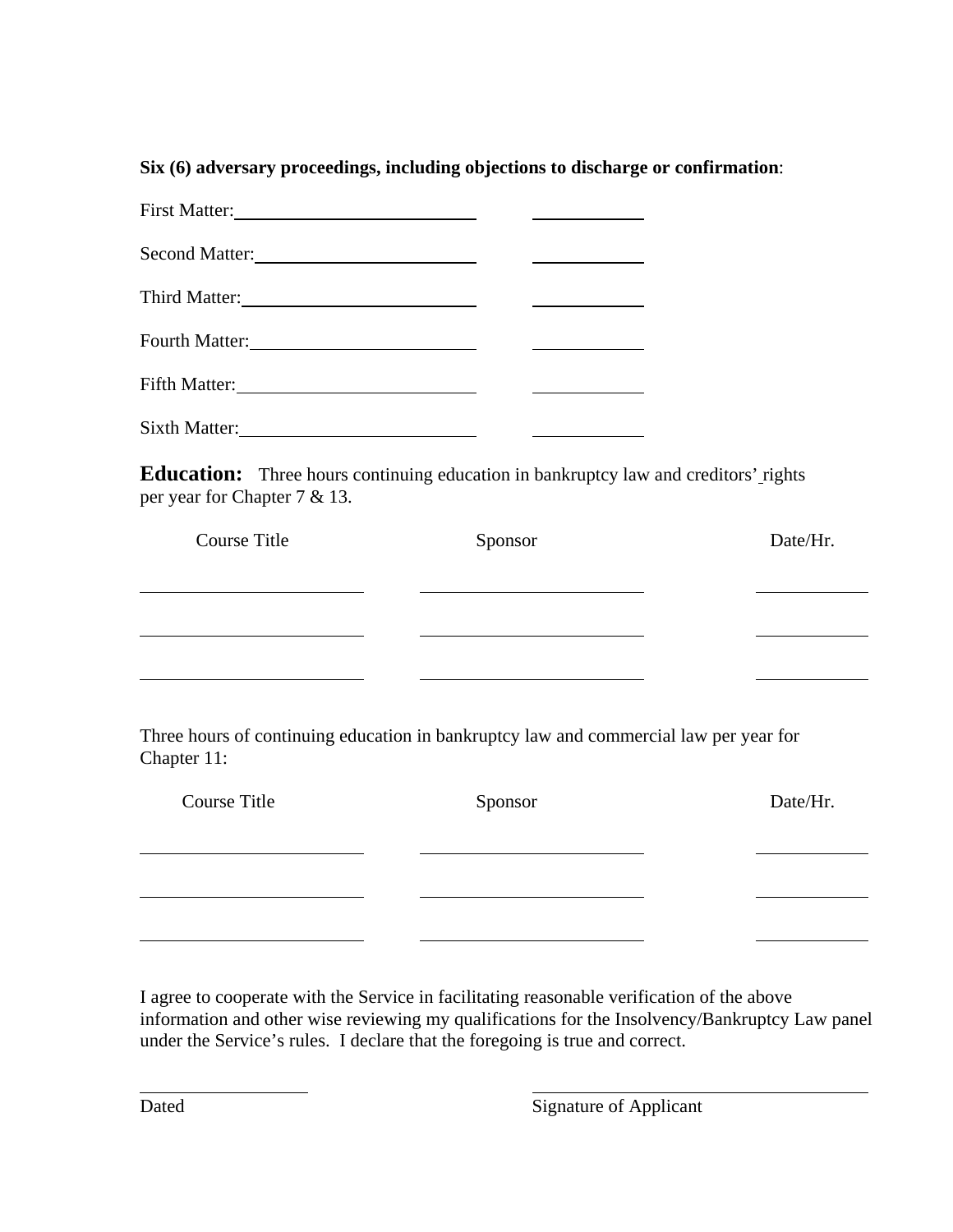**Six (6) adversary proceedings, including objections to discharge or confirmation**:

First Matter:\_\_\_\_\_\_\_\_\_\_\_\_\_\_\_\_\_\_\_\_\_\_\_\_\_\_ \_\_\_\_\_\_\_\_\_\_\_\_

Second Matter:\_\_\_\_\_\_\_\_\_\_\_\_\_\_\_\_\_\_\_\_\_\_\_\_ \_\_\_\_\_\_\_\_\_\_\_\_

Third Matter:\_\_\_\_\_\_\_\_\_\_\_\_\_\_\_\_\_\_\_\_\_\_\_\_\_\_ \_\_\_\_\_\_\_\_\_\_\_\_

Fourth Matter:\_\_\_\_\_\_\_\_\_\_\_\_\_\_\_\_\_\_\_\_\_\_\_\_\_ \_\_\_\_\_\_\_\_\_\_\_\_

Fifth Matter:\_\_\_\_\_\_\_\_\_\_\_\_\_\_\_\_\_\_\_\_\_\_\_\_\_\_ \_\_\_\_\_\_\_\_\_\_\_\_

Sixth Matter:\_\_\_\_\_\_\_\_\_\_\_\_\_\_\_\_\_\_\_\_\_\_\_\_\_\_ \_\_\_\_\_\_\_\_\_\_\_\_

**Education:** Three hours continuing education in bankruptcy law and creditors' rights per year for Chapter 7 & 13.

| Course Title | Sponsor | Date/Hr. |
|---|---|---|
| | | |
| | | |
| | | |

Three hours of continuing education in bankruptcy law and commercial law per year for Chapter 11:

| Course Title | Sponsor | Date/Hr. |
|---|---|---|
| | | |
| | | |
| | | |

I agree to cooperate with the Service in facilitating reasonable verification of the above information and other wise reviewing my qualifications for the Insolvency/Bankruptcy Law panel under the Service's rules. I declare that the foregoing is true and correct.

\_\_\_\_\_\_\_\_\_\_\_\_\_\_\_\_\_\_\_ \_\_\_\_\_\_\_\_\_\_\_\_\_\_\_\_\_\_\_\_\_\_\_\_\_\_\_\_\_\_\_\_\_\_\_\_\_

Dated Signature of Applicant